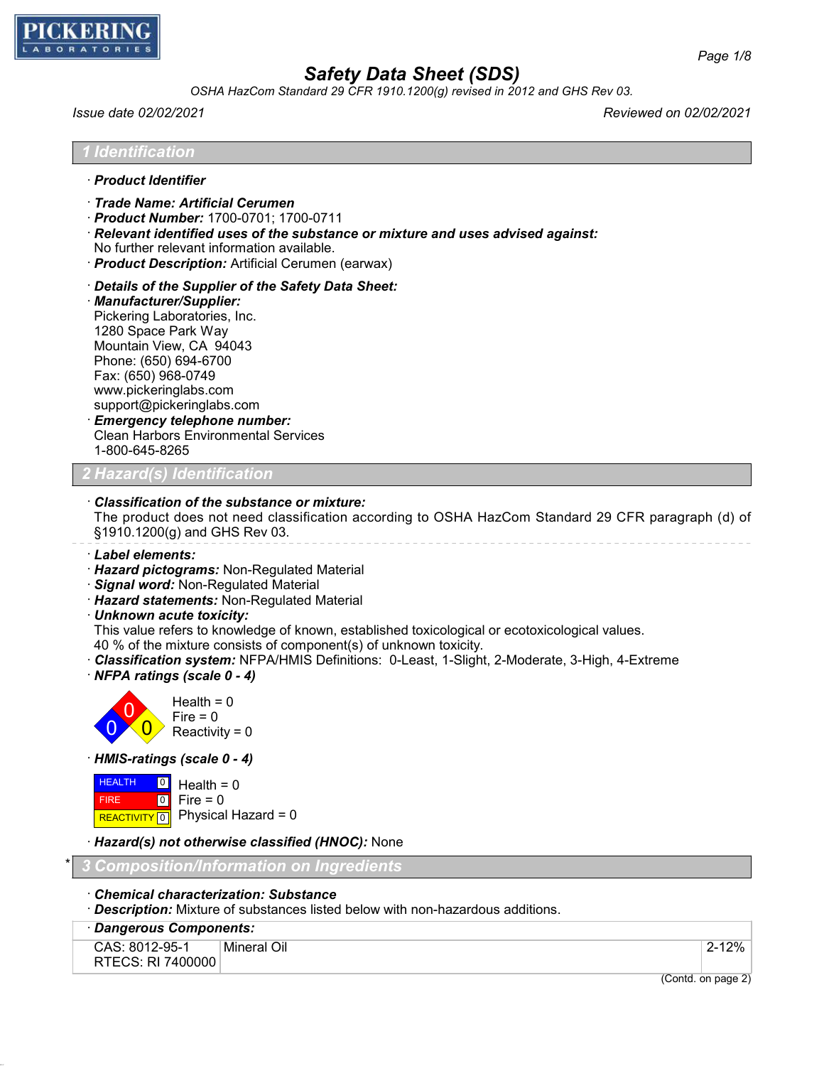PICKERING LABORATORIES

# Safety Data Sheet (SDS)

*OSHA HazCom Standard 29 CFR 1910.1200(g) revised in 2012 and GHS Rev 03.*

*Issue date 02/02/2021* *Reviewed on 02/02/2021*

## 1 Identification

· ***Product Identifier***

· ***Trade Name: Artificial Cerumen***
· ***Product Number:*** 1700-0701; 1700-0711
· ***Relevant identified uses of the substance or mixture and uses advised against:***
No further relevant information available.
· ***Product Description:*** Artificial Cerumen (earwax)

· ***Details of the Supplier of the Safety Data Sheet:***
· ***Manufacturer/Supplier:***
Pickering Laboratories, Inc.
1280 Space Park Way
Mountain View, CA 94043
Phone: (650) 694-6700
Fax: (650) 968-0749
www.pickeringlabs.com
support@pickeringlabs.com
· ***Emergency telephone number:***
Clean Harbors Environmental Services
1-800-645-8265

## 2 Hazard(s) Identification

· ***Classification of the substance or mixture:***
The product does not need classification according to OSHA HazCom Standard 29 CFR paragraph (d) of §1910.1200(g) and GHS Rev 03.

· ***Label elements:***
· ***Hazard pictograms:*** Non-Regulated Material
· ***Signal word:*** Non-Regulated Material
· ***Hazard statements:*** Non-Regulated Material
· ***Unknown acute toxicity:***
This value refers to knowledge of known, established toxicological or ecotoxicological values.
40 % of the mixture consists of component(s) of unknown toxicity.
· ***Classification system:*** NFPA/HMIS Definitions: 0-Least, 1-Slight, 2-Moderate, 3-High, 4-Extreme
· ***NFPA ratings (scale 0 - 4)***

Health = 0
Fire = 0
Reactivity = 0

· ***HMIS-ratings (scale 0 - 4)***

| | | |
|---|---|---|
| HEALTH | 0 | Health = 0 |
| FIRE | 0 | Fire = 0 |
| REACTIVITY | 0 | Physical Hazard = 0 |

· ***Hazard(s) not otherwise classified (HNOC):*** None

## * 3 Composition/Information on Ingredients

· ***Chemical characterization: Substance***
· ***Description:*** Mixture of substances listed below with non-hazardous additions.

| · **Dangerous Components:** | | |
|---|---|---|
| CAS: 8012-95-1<br>RTECS: RI 7400000 | Mineral Oil | 2-12% |

(Contd. on page 2)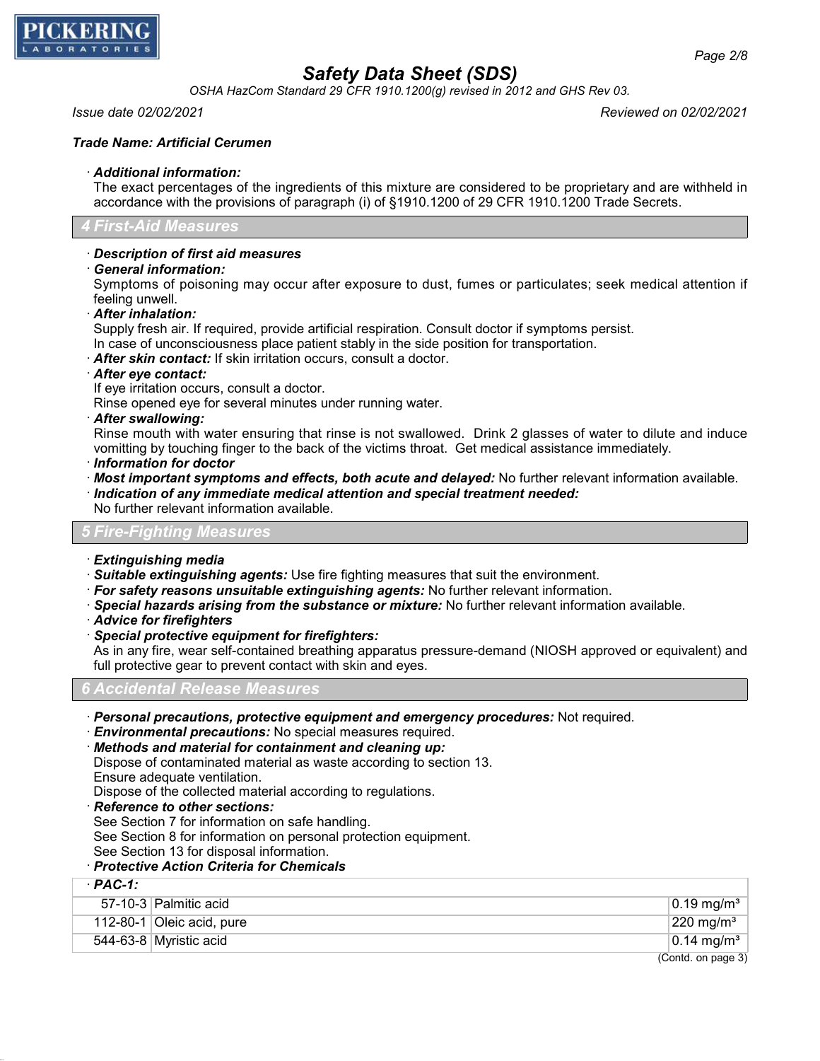**Trade Name: Artificial Cerumen**

· ***Additional information:***
The exact percentages of the ingredients of this mixture are considered to be proprietary and are withheld in accordance with the provisions of paragraph (i) of §1910.1200 of 29 CFR 1910.1200 Trade Secrets.

## 4 First-Aid Measures

· ***Description of first aid measures***
· ***General information:***
Symptoms of poisoning may occur after exposure to dust, fumes or particulates; seek medical attention if feeling unwell.
· ***After inhalation:***
Supply fresh air. If required, provide artificial respiration. Consult doctor if symptoms persist.
In case of unconsciousness place patient stably in the side position for transportation.
· ***After skin contact:*** If skin irritation occurs, consult a doctor.
· ***After eye contact:***
If eye irritation occurs, consult a doctor.
Rinse opened eye for several minutes under running water.
· ***After swallowing:***
Rinse mouth with water ensuring that rinse is not swallowed. Drink 2 glasses of water to dilute and induce vomitting by touching finger to the back of the victims throat. Get medical assistance immediately.
· ***Information for doctor***
· ***Most important symptoms and effects, both acute and delayed:*** No further relevant information available.
· ***Indication of any immediate medical attention and special treatment needed:***
No further relevant information available.

## 5 Fire-Fighting Measures

· ***Extinguishing media***
· ***Suitable extinguishing agents:*** Use fire fighting measures that suit the environment.
· ***For safety reasons unsuitable extinguishing agents:*** No further relevant information.
· ***Special hazards arising from the substance or mixture:*** No further relevant information available.
· ***Advice for firefighters***
· ***Special protective equipment for firefighters:***
As in any fire, wear self-contained breathing apparatus pressure-demand (NIOSH approved or equivalent) and full protective gear to prevent contact with skin and eyes.

## 6 Accidental Release Measures

· ***Personal precautions, protective equipment and emergency procedures:*** Not required.
· ***Environmental precautions:*** No special measures required.
· ***Methods and material for containment and cleaning up:***
Dispose of contaminated material as waste according to section 13.
Ensure adequate ventilation.
Dispose of the collected material according to regulations.
· ***Reference to other sections:***
See Section 7 for information on safe handling.
See Section 8 for information on personal protection equipment.
See Section 13 for disposal information.
· ***Protective Action Criteria for Chemicals***

| · ***PAC-1:*** | | |
|---|---|---|
| 57-10-3 | Palmitic acid | 0.19 mg/m³ |
| 112-80-1 | Oleic acid, pure | 220 mg/m³ |
| 544-63-8 | Myristic acid | 0.14 mg/m³ |

(Contd. on page 3)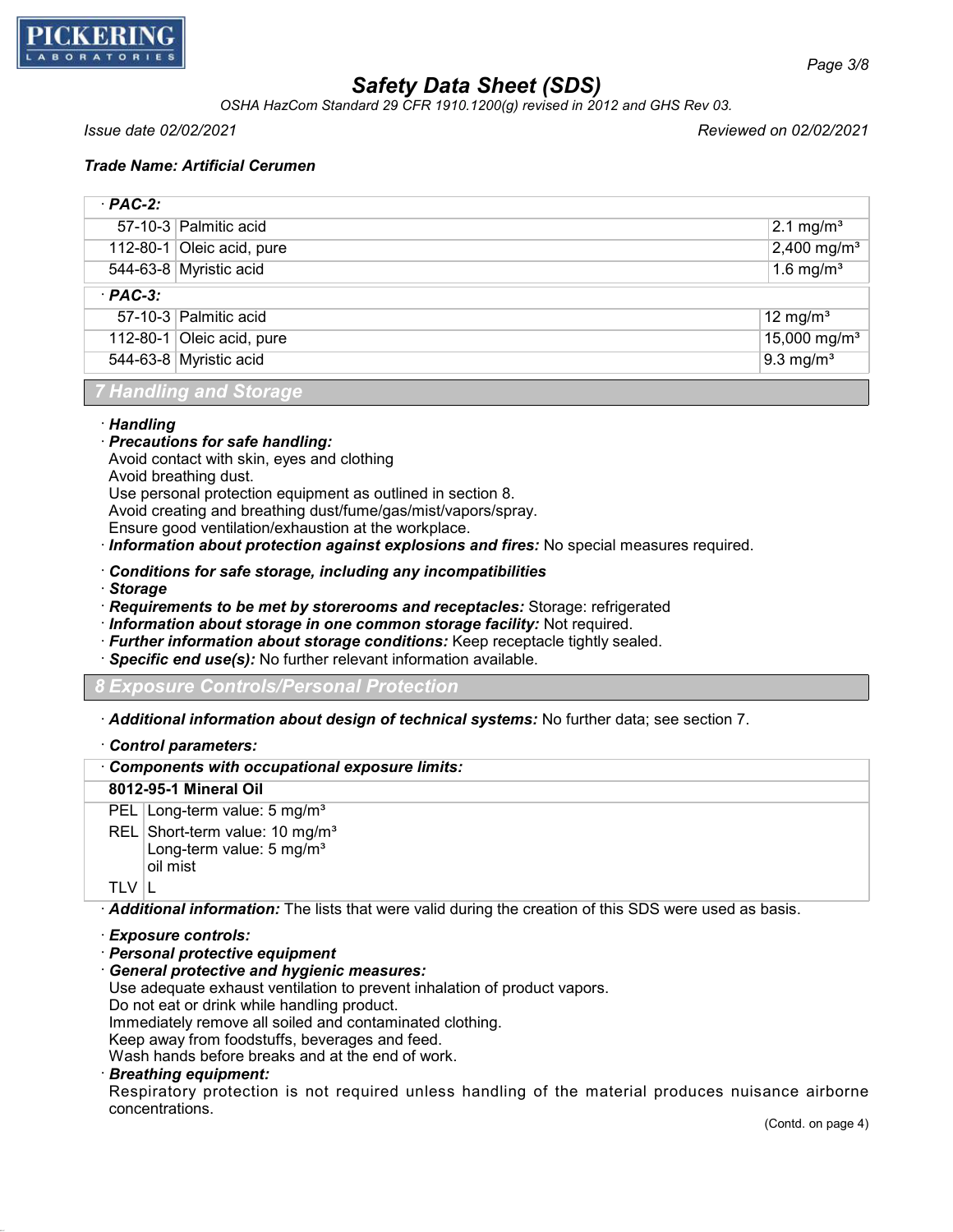**Trade Name: Artificial Cerumen**

| · **PAC-2:** | | |
|---|---|---|
| 57-10-3 | Palmitic acid | 2.1 mg/m³ |
| 112-80-1 | Oleic acid, pure | 2,400 mg/m³ |
| 544-63-8 | Myristic acid | 1.6 mg/m³ |
| · **PAC-3:** | | |
| 57-10-3 | Palmitic acid | 12 mg/m³ |
| 112-80-1 | Oleic acid, pure | 15,000 mg/m³ |
| 544-63-8 | Myristic acid | 9.3 mg/m³ |

## 7 Handling and Storage

· ***Handling***
· ***Precautions for safe handling:***
Avoid contact with skin, eyes and clothing
Avoid breathing dust.
Use personal protection equipment as outlined in section 8.
Avoid creating and breathing dust/fume/gas/mist/vapors/spray.
Ensure good ventilation/exhaustion at the workplace.
· ***Information about protection against explosions and fires:*** No special measures required.

· ***Conditions for safe storage, including any incompatibilities***
· ***Storage***
· ***Requirements to be met by storerooms and receptacles:*** Storage: refrigerated
· ***Information about storage in one common storage facility:*** Not required.
· ***Further information about storage conditions:*** Keep receptacle tightly sealed.
· ***Specific end use(s):*** No further relevant information available.

## 8 Exposure Controls/Personal Protection

· ***Additional information about design of technical systems:*** No further data; see section 7.

· ***Control parameters:***

| · **Components with occupational exposure limits:** | |
|---|---|
| **8012-95-1 Mineral Oil** | |
| PEL | Long-term value: 5 mg/m³ |
| REL | Short-term value: 10 mg/m³<br>Long-term value: 5 mg/m³<br>oil mist |
| TLV | L |

· ***Additional information:*** The lists that were valid during the creation of this SDS were used as basis.

· ***Exposure controls:***
· ***Personal protective equipment***
· ***General protective and hygienic measures:***
Use adequate exhaust ventilation to prevent inhalation of product vapors.
Do not eat or drink while handling product.
Immediately remove all soiled and contaminated clothing.
Keep away from foodstuffs, beverages and feed.
Wash hands before breaks and at the end of work.
· ***Breathing equipment:***
Respiratory protection is not required unless handling of the material produces nuisance airborne concentrations.

(Contd. on page 4)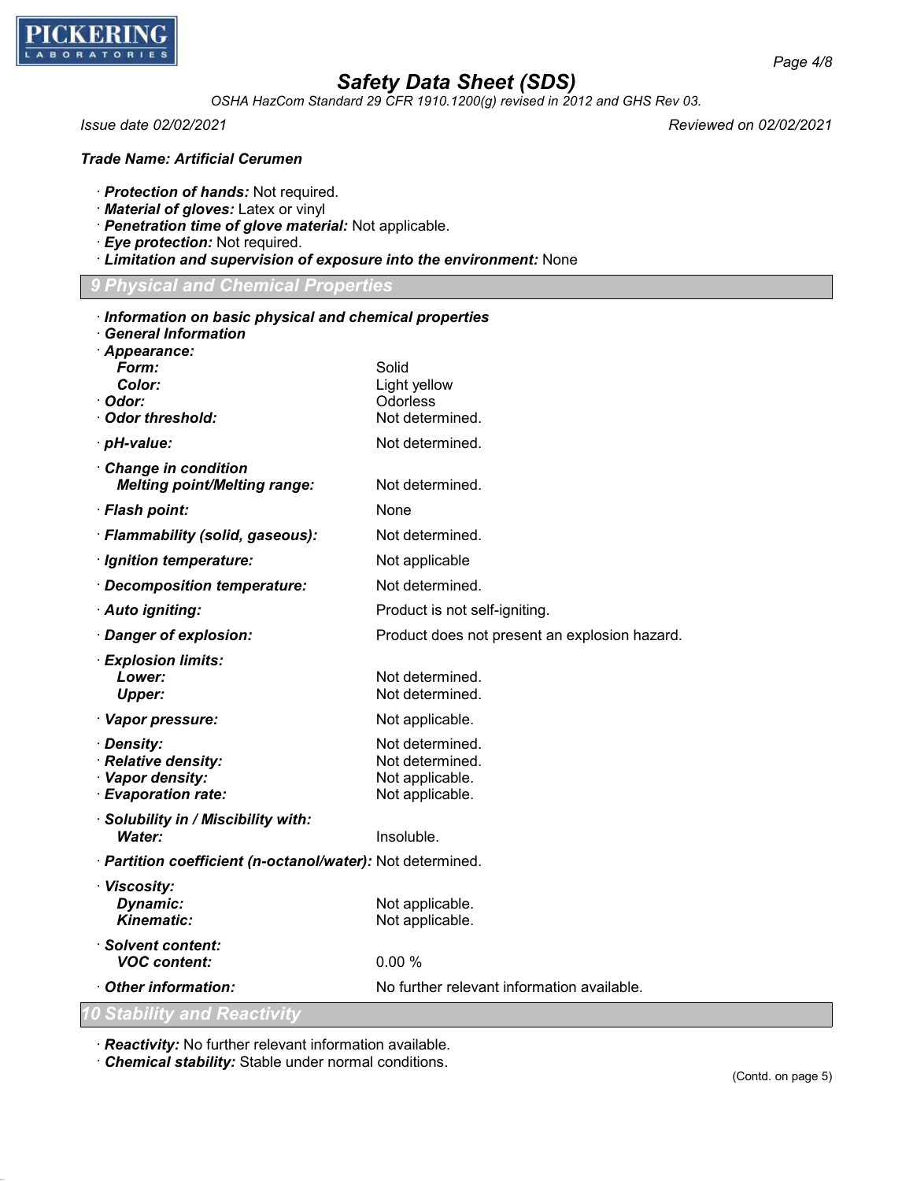**Trade Name: Artificial Cerumen**

· **Protection of hands:** Not required.
· **Material of gloves:** Latex or vinyl
· **Penetration time of glove material:** Not applicable.
· **Eye protection:** Not required.
· **Limitation and supervision of exposure into the environment:** None

## 9 Physical and Chemical Properties

· **Information on basic physical and chemical properties**
· **General Information**

| | |
|---|---|
| · **Appearance:** | |
| **Form:** | Solid |
| **Color:** | Light yellow |
| · **Odor:** | Odorless |
| · **Odor threshold:** | Not determined. |
| · **pH-value:** | Not determined. |
| · **Change in condition** | |
| **Melting point/Melting range:** | Not determined. |
| · **Flash point:** | None |
| · **Flammability (solid, gaseous):** | Not determined. |
| · **Ignition temperature:** | Not applicable |
| · **Decomposition temperature:** | Not determined. |
| · **Auto igniting:** | Product is not self-igniting. |
| · **Danger of explosion:** | Product does not present an explosion hazard. |
| · **Explosion limits:** | |
| **Lower:** | Not determined. |
| **Upper:** | Not determined. |
| · **Vapor pressure:** | Not applicable. |
| · **Density:** | Not determined. |
| · **Relative density:** | Not determined. |
| · **Vapor density:** | Not applicable. |
| · **Evaporation rate:** | Not applicable. |
| · **Solubility in / Miscibility with:** | |
| **Water:** | Insoluble. |
| · **Partition coefficient (n-octanol/water):** | Not determined. |
| · **Viscosity:** | |
| **Dynamic:** | Not applicable. |
| **Kinematic:** | Not applicable. |
| · **Solvent content:** | |
| **VOC content:** | 0.00 % |
| · **Other information:** | No further relevant information available. |

## 10 Stability and Reactivity

· **Reactivity:** No further relevant information available.
· **Chemical stability:** Stable under normal conditions.

(Contd. on page 5)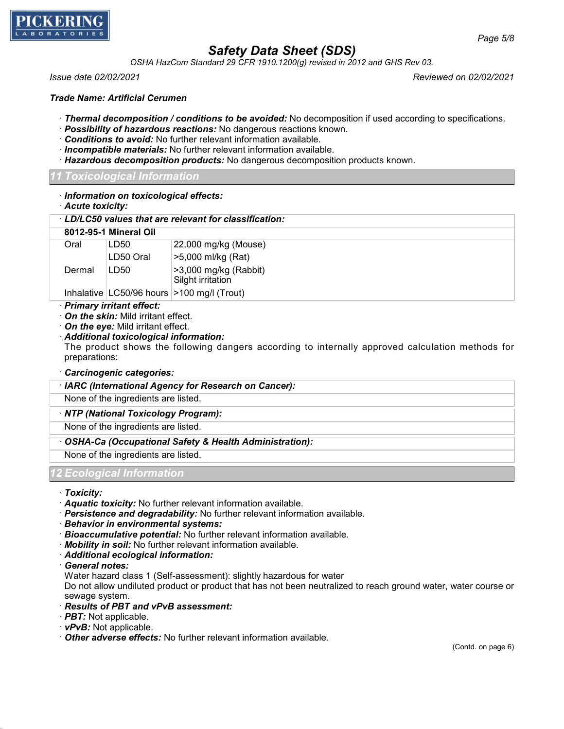**Trade Name: Artificial Cerumen**

· ***Thermal decomposition / conditions to be avoided:*** No decomposition if used according to specifications.
· ***Possibility of hazardous reactions:*** No dangerous reactions known.
· ***Conditions to avoid:*** No further relevant information available.
· ***Incompatible materials:*** No further relevant information available.
· ***Hazardous decomposition products:*** No dangerous decomposition products known.

## 11 Toxicological Information

· ***Information on toxicological effects:***
· ***Acute toxicity:***

| · ***LD/LC50 values that are relevant for classification:*** | | |
|---|---|---|
| **8012-95-1 Mineral Oil** | | |
| Oral | LD50 | 22,000 mg/kg (Mouse) |
| | LD50 Oral | >5,000 ml/kg (Rat) |
| Dermal | LD50 | >3,000 mg/kg (Rabbit) Silght irritation |
| Inhalative | LC50/96 hours | >100 mg/l (Trout) |

· ***Primary irritant effect:***
· ***On the skin:*** Mild irritant effect.
· ***On the eye:*** Mild irritant effect.
· ***Additional toxicological information:***
The product shows the following dangers according to internally approved calculation methods for preparations:

· ***Carcinogenic categories:***

| · ***IARC (International Agency for Research on Cancer):*** |
|---|
| None of the ingredients are listed. |

| · ***NTP (National Toxicology Program):*** |
|---|
| None of the ingredients are listed. |

| · ***OSHA-Ca (Occupational Safety & Health Administration):*** |
|---|
| None of the ingredients are listed. |

## 12 Ecological Information

· ***Toxicity:***
· ***Aquatic toxicity:*** No further relevant information available.
· ***Persistence and degradability:*** No further relevant information available.
· ***Behavior in environmental systems:***
· ***Bioaccumulative potential:*** No further relevant information available.
· ***Mobility in soil:*** No further relevant information available.
· ***Additional ecological information:***
· ***General notes:***
Water hazard class 1 (Self-assessment): slightly hazardous for water
Do not allow undiluted product or product that has not been neutralized to reach ground water, water course or sewage system.
· ***Results of PBT and vPvB assessment:***
· ***PBT:*** Not applicable.
· ***vPvB:*** Not applicable.
· ***Other adverse effects:*** No further relevant information available.

(Contd. on page 6)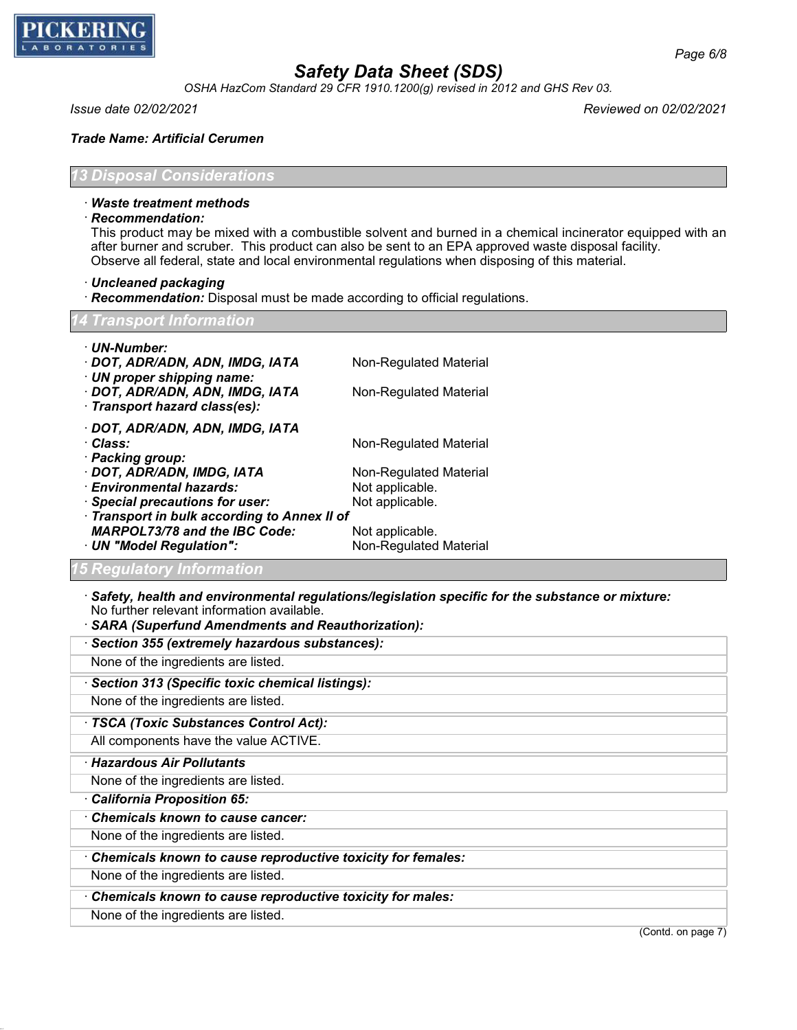**Trade Name: Artificial Cerumen**

## 13 Disposal Considerations

· **Waste treatment methods**

· **Recommendation:**

This product may be mixed with a combustible solvent and burned in a chemical incinerator equipped with an after burner and scruber. This product can also be sent to an EPA approved waste disposal facility. Observe all federal, state and local environmental regulations when disposing of this material.

· **Uncleaned packaging**

· **Recommendation:** Disposal must be made according to official regulations.

## 14 Transport Information

· **UN-Number:**
· **DOT, ADR/ADN, ADN, IMDG, IATA** Non-Regulated Material

· **UN proper shipping name:**
· **DOT, ADR/ADN, ADN, IMDG, IATA** Non-Regulated Material

· **Transport hazard class(es):**

· **DOT, ADR/ADN, ADN, IMDG, IATA**
· **Class:** Non-Regulated Material

· **Packing group:**
· **DOT, ADR/ADN, IMDG, IATA** Non-Regulated Material

· **Environmental hazards:** Not applicable.

· **Special precautions for user:** Not applicable.

· **Transport in bulk according to Annex II of MARPOL73/78 and the IBC Code:** Not applicable.

· **UN "Model Regulation":** Non-Regulated Material

## 15 Regulatory Information

· **Safety, health and environmental regulations/legislation specific for the substance or mixture:**
No further relevant information available.

· **SARA (Superfund Amendments and Reauthorization):**

· **Section 355 (extremely hazardous substances):**
None of the ingredients are listed.

· **Section 313 (Specific toxic chemical listings):**
None of the ingredients are listed.

· **TSCA (Toxic Substances Control Act):**
All components have the value ACTIVE.

· **Hazardous Air Pollutants**
None of the ingredients are listed.

· **California Proposition 65:**

· **Chemicals known to cause cancer:**
None of the ingredients are listed.

· **Chemicals known to cause reproductive toxicity for females:**
None of the ingredients are listed.

· **Chemicals known to cause reproductive toxicity for males:**
None of the ingredients are listed.

(Contd. on page 7)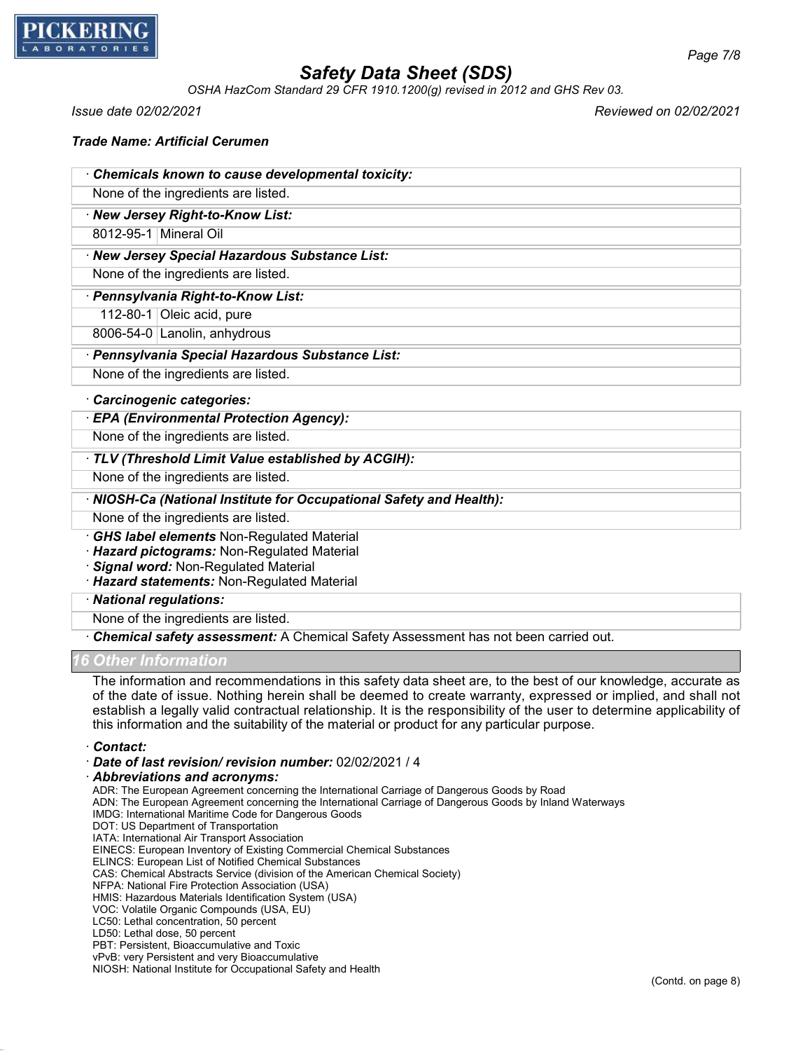**Trade Name: Artificial Cerumen**

· **Chemicals known to cause developmental toxicity:**

None of the ingredients are listed.

· **New Jersey Right-to-Know List:**

| | |
|---|---|
| 8012-95-1 | Mineral Oil |

· **New Jersey Special Hazardous Substance List:**

None of the ingredients are listed.

· **Pennsylvania Right-to-Know List:**

| | |
|---|---|
| 112-80-1 | Oleic acid, pure |
| 8006-54-0 | Lanolin, anhydrous |

· **Pennsylvania Special Hazardous Substance List:**

None of the ingredients are listed.

· **Carcinogenic categories:**

· **EPA (Environmental Protection Agency):**

None of the ingredients are listed.

· **TLV (Threshold Limit Value established by ACGIH):**

None of the ingredients are listed.

· **NIOSH-Ca (National Institute for Occupational Safety and Health):**

None of the ingredients are listed.

· **GHS label elements** Non-Regulated Material
· **Hazard pictograms:** Non-Regulated Material
· **Signal word:** Non-Regulated Material
· **Hazard statements:** Non-Regulated Material

· **National regulations:**

None of the ingredients are listed.

· **Chemical safety assessment:** A Chemical Safety Assessment has not been carried out.

## 16 Other Information

The information and recommendations in this safety data sheet are, to the best of our knowledge, accurate as of the date of issue. Nothing herein shall be deemed to create warranty, expressed or implied, and shall not establish a legally valid contractual relationship. It is the responsibility of the user to determine applicability of this information and the suitability of the material or product for any particular purpose.

· **Contact:**
· **Date of last revision/ revision number:** 02/02/2021 / 4
· **Abbreviations and acronyms:**

ADR: The European Agreement concerning the International Carriage of Dangerous Goods by Road
ADN: The European Agreement concerning the International Carriage of Dangerous Goods by Inland Waterways
IMDG: International Maritime Code for Dangerous Goods
DOT: US Department of Transportation
IATA: International Air Transport Association
EINECS: European Inventory of Existing Commercial Chemical Substances
ELINCS: European List of Notified Chemical Substances
CAS: Chemical Abstracts Service (division of the American Chemical Society)
NFPA: National Fire Protection Association (USA)
HMIS: Hazardous Materials Identification System (USA)
VOC: Volatile Organic Compounds (USA, EU)
LC50: Lethal concentration, 50 percent
LD50: Lethal dose, 50 percent
PBT: Persistent, Bioaccumulative and Toxic
vPvB: very Persistent and very Bioaccumulative
NIOSH: National Institute for Occupational Safety and Health

(Contd. on page 8)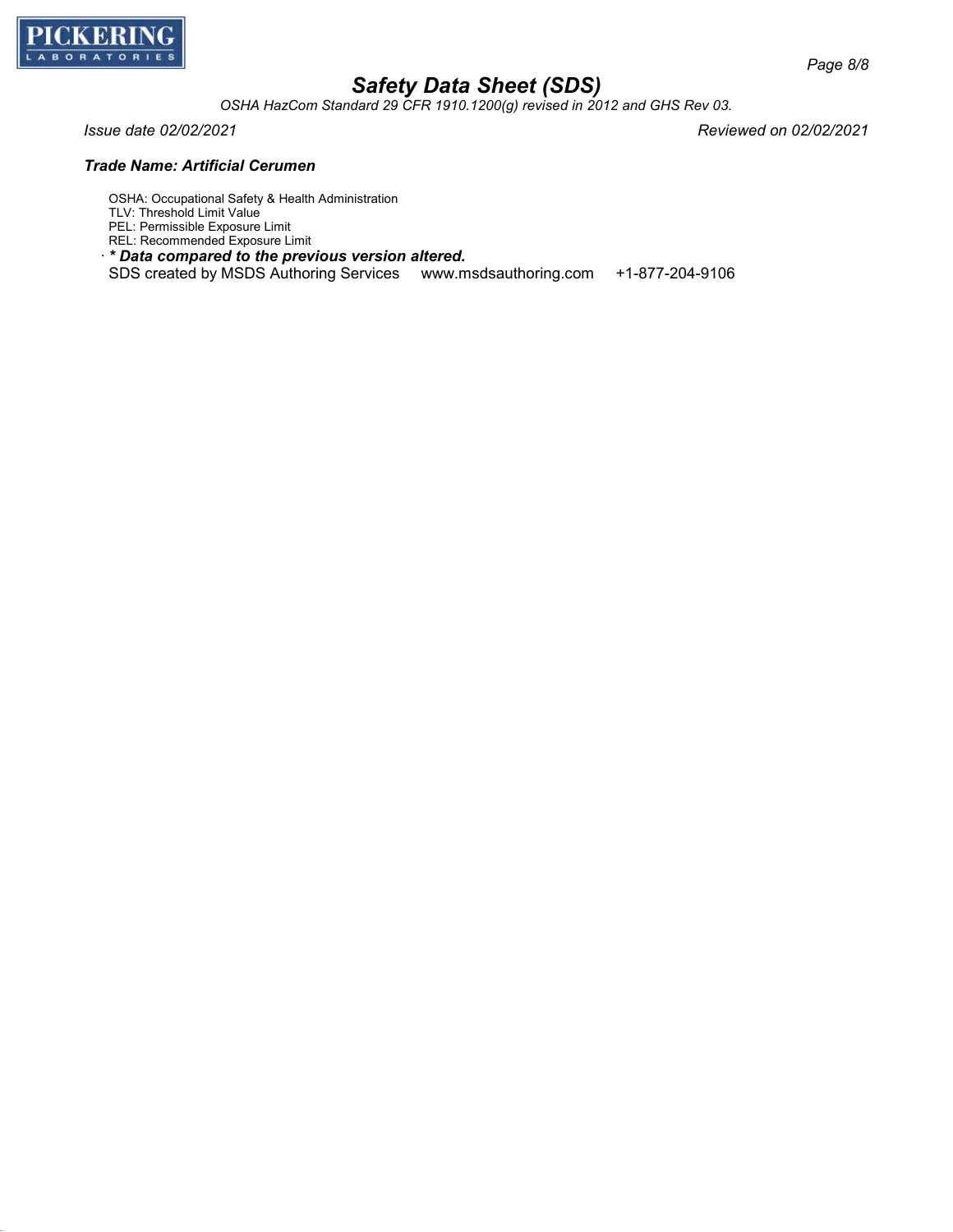OSHA: Occupational Safety & Health Administration
TLV: Threshold Limit Value
PEL: Permissible Exposure Limit
REL: Recommended Exposure Limit

· ***Data compared to the previous version altered.***

SDS created by MSDS Authoring Services www.msdsauthoring.com +1-877-204-9106